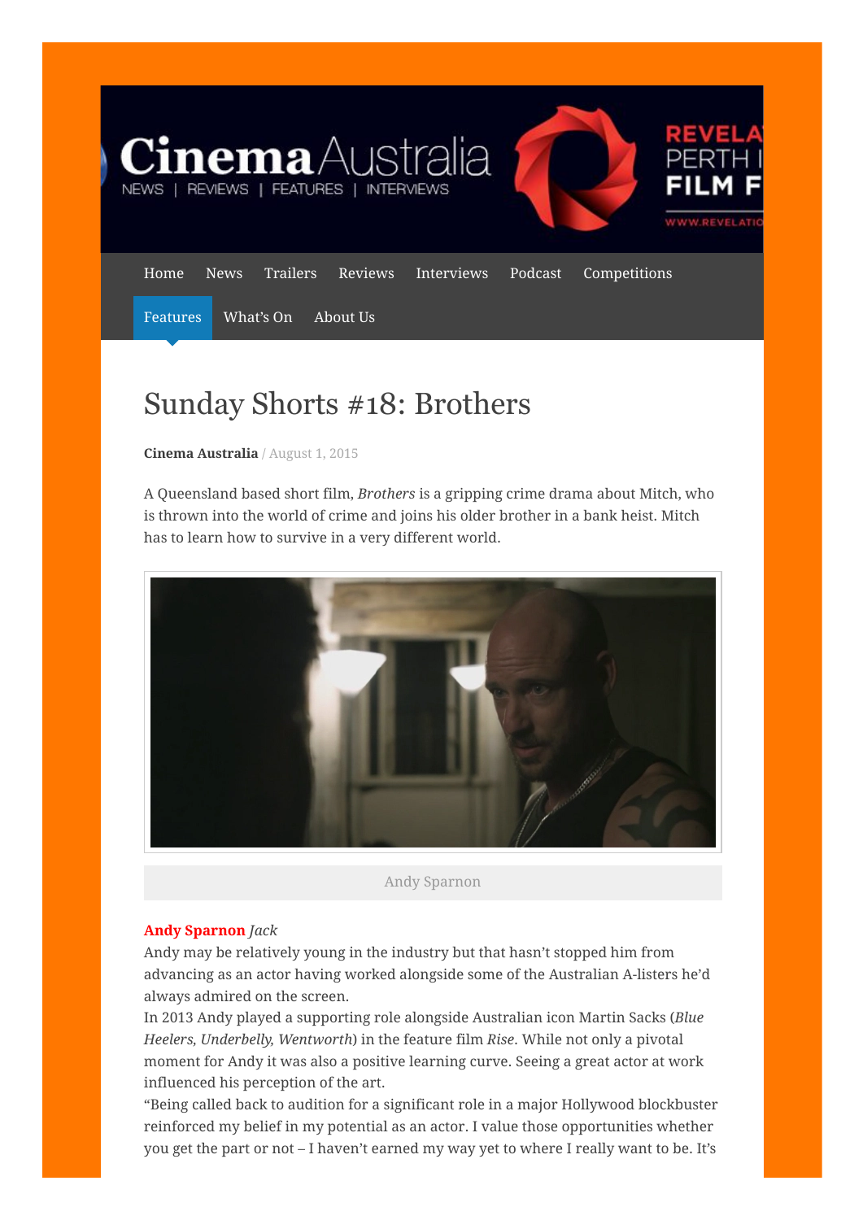# Sunday Shorts #18: Brothers

**Cinema Australia** / August 1, 2015

A Queensland based short film, *Brothers* is a gripping crime drama about Mitch, who is thrown into the world of crime and joins his older brother in a bank heist. Mitch has to learn how to survive in a very different world.

Andy Sparnon

**Andy Sparnon** *Jack*

Andy may be relatively young in the industry but that hasn't stopped him from advancing as an actor having worked alongside some of the Australian A-listers he'd always admired on the screen.

In 2013 Andy played a supporting role alongside Australian icon Martin Sacks (*Blue Heelers, Underbelly, Wentworth*) in the feature film *Rise*. While not only a pivotal moment for Andy it was also a positive learning curve. Seeing a great actor at work influenced his perception of the art.

"Being called back to audition for a significant role in a major Hollywood blockbuster reinforced my belief in my potential as an actor. I value those opportunities whether you get the part or not – I haven't earned my way yet to where I really want to be. It's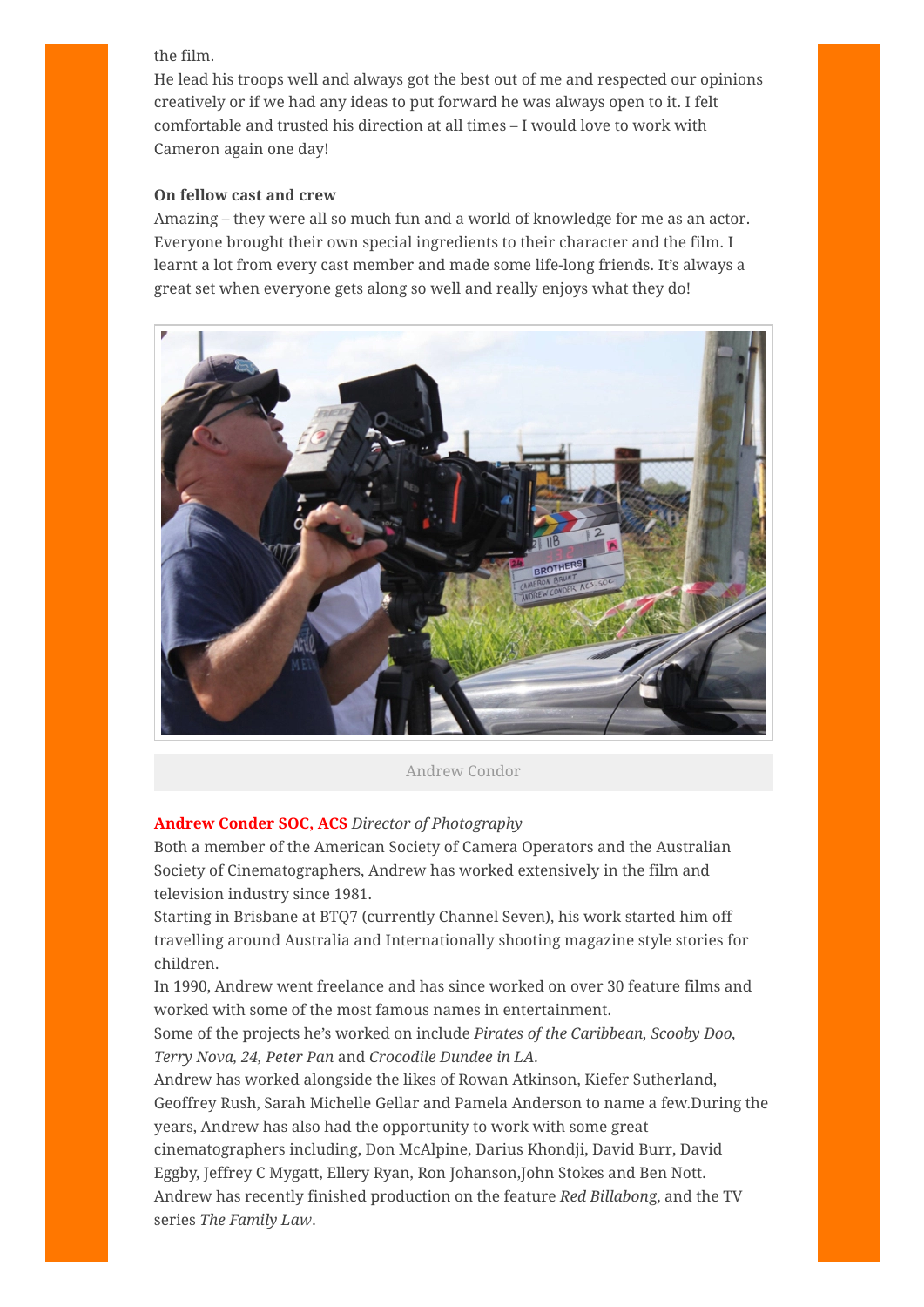the film.

He lead his troops well and always got the best out of me and respected our opinions creatively or if we had any ideas to put forward he was always open to it. I felt comfortable and trusted his direction at all times – I would love to work with Cameron again one day!

**On fellow cast and crew**

Amazing – they were all so much fun and a world of knowledge for me as an actor. Everyone brought their own special ingredients to their character and the film. I learnt a lot from every cast member and made some life-long friends. It's always a great set when everyone gets along so well and really enjoys what they do!

Andrew Condor

**Andrew Conder SOC, ACS** *Director of Photography*

Both a member of the American Society of Camera Operators and the Australian Society of Cinematographers, Andrew has worked extensively in the film and television industry since 1981.

Starting in Brisbane at BTQ7 (currently Channel Seven), his work started him off travelling around Australia and Internationally shooting magazine style stories for children.

In 1990, Andrew went freelance and has since worked on over 30 feature films and worked with some of the most famous names in entertainment.

Some of the projects he's worked on include *Pirates of the Caribbean, Scooby Doo, Terry Nova, 24, Peter Pan* and *Crocodile Dundee in LA*.

Andrew has worked alongside the likes of Rowan Atkinson, Kiefer Sutherland, Geoffrey Rush, Sarah Michelle Gellar and Pamela Anderson to name a few.During the years, Andrew has also had the opportunity to work with some great cinematographers including, Don McAlpine, Darius Khondji, David Burr, David Eggby, Jeffrey C Mygatt, Ellery Ryan, Ron Johanson,John Stokes and Ben Nott.

Andrew has recently finished production on the feature *Red Billabong*, and the TV series *The Family Law*.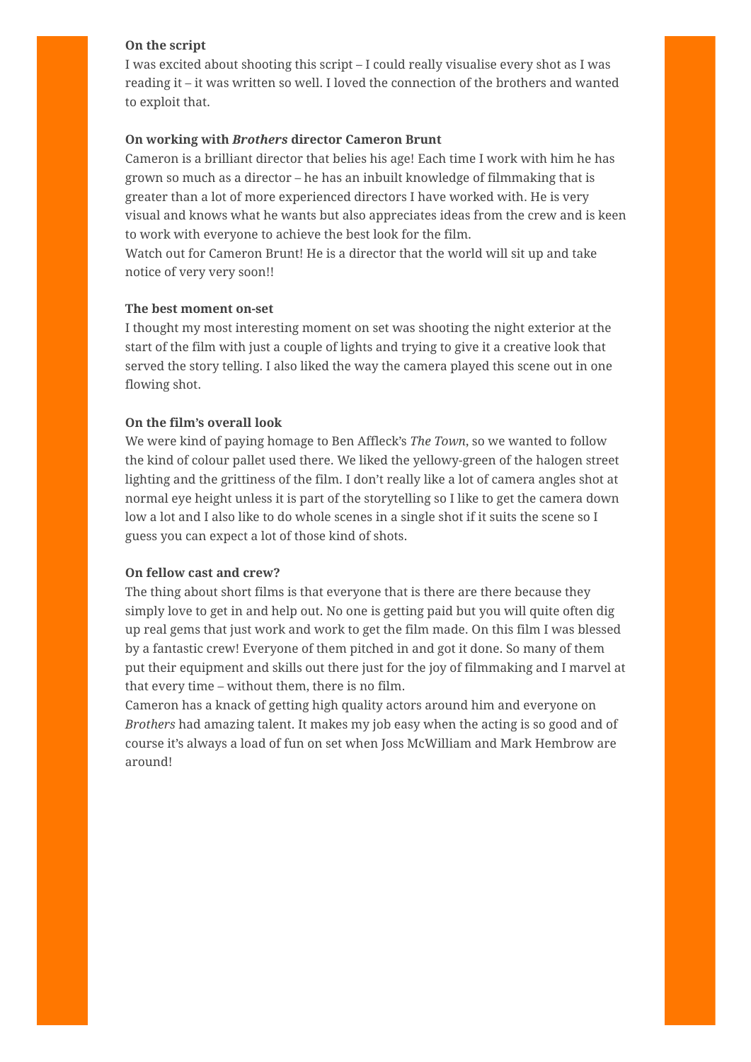**On the script**

I was excited about shooting this script – I could really visualise every shot as I was reading it – it was written so well. I loved the connection of the brothers and wanted to exploit that.

**On working with *Brothers* director Cameron Brunt**

Cameron is a brilliant director that belies his age! Each time I work with him he has grown so much as a director – he has an inbuilt knowledge of filmmaking that is greater than a lot of more experienced directors I have worked with. He is very visual and knows what he wants but also appreciates ideas from the crew and is keen to work with everyone to achieve the best look for the film.
Watch out for Cameron Brunt! He is a director that the world will sit up and take notice of very very soon!!

**The best moment on-set**

I thought my most interesting moment on set was shooting the night exterior at the start of the film with just a couple of lights and trying to give it a creative look that served the story telling. I also liked the way the camera played this scene out in one flowing shot.

**On the film's overall look**

We were kind of paying homage to Ben Affleck's *The Town*, so we wanted to follow the kind of colour pallet used there. We liked the yellowy-green of the halogen street lighting and the grittiness of the film. I don't really like a lot of camera angles shot at normal eye height unless it is part of the storytelling so I like to get the camera down low a lot and I also like to do whole scenes in a single shot if it suits the scene so I guess you can expect a lot of those kind of shots.

**On fellow cast and crew?**

The thing about short films is that everyone that is there are there because they simply love to get in and help out. No one is getting paid but you will quite often dig up real gems that just work and work to get the film made. On this film I was blessed by a fantastic crew! Everyone of them pitched in and got it done. So many of them put their equipment and skills out there just for the joy of filmmaking and I marvel at that every time – without them, there is no film.
Cameron has a knack of getting high quality actors around him and everyone on *Brothers* had amazing talent. It makes my job easy when the acting is so good and of course it's always a load of fun on set when Joss McWilliam and Mark Hembrow are around!